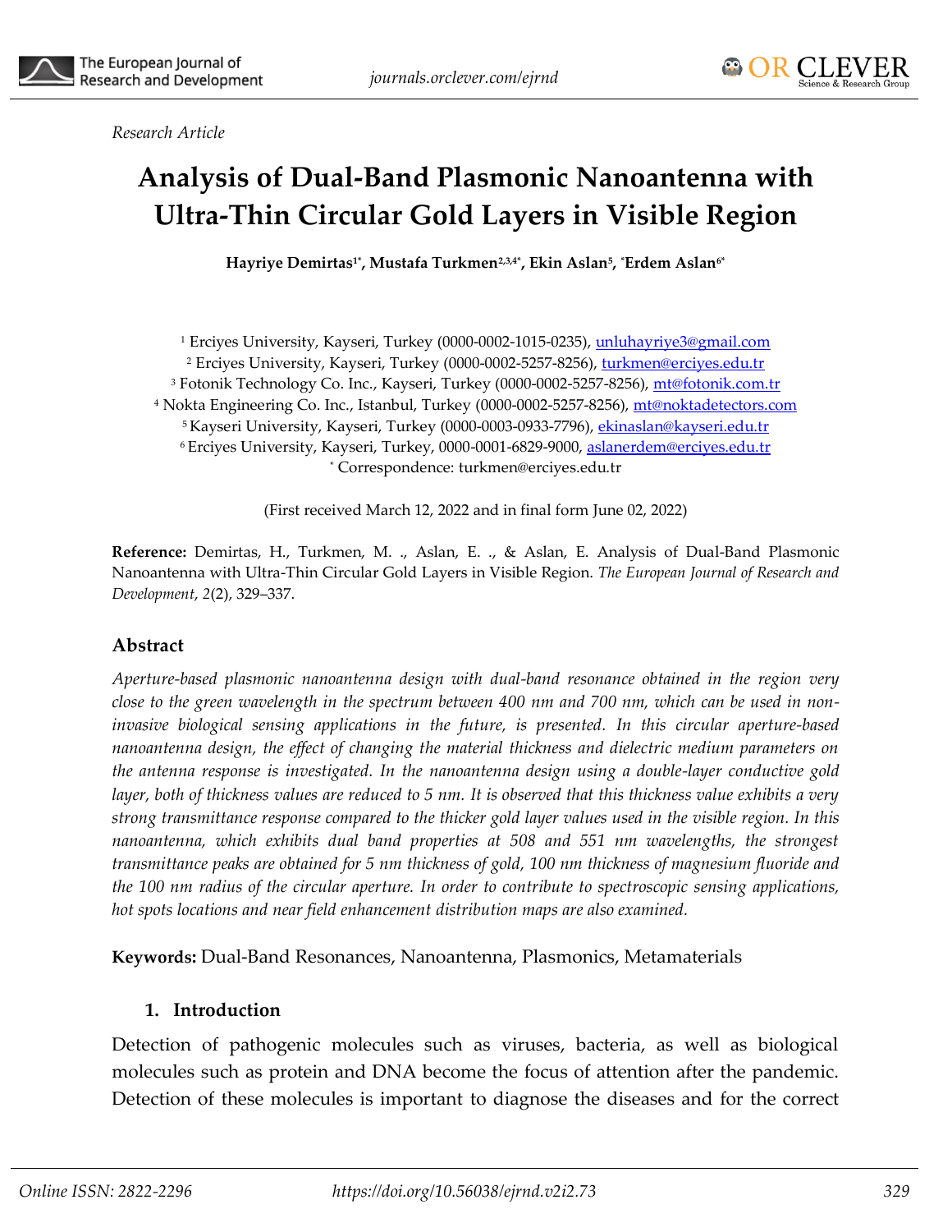*Research Article*

# Analysis of Dual-Band Plasmonic Nanoantenna with Ultra-Thin Circular Gold Layers in Visible Region

**Hayriye Demirtas[1*], Mustafa Turkmen[2,3,4*], Ekin Aslan[5], *Erdem Aslan[6*]**

[1] Erciyes University, Kayseri, Turkey (0000-0002-1015-0235), unluhayriye3@gmail.com
[2] Erciyes University, Kayseri, Turkey (0000-0002-5257-8256), turkmen@erciyes.edu.tr
[3] Fotonik Technology Co. Inc., Kayseri, Turkey (0000-0002-5257-8256), mt@fotonik.com.tr
[4] Nokta Engineering Co. Inc., Istanbul, Turkey (0000-0002-5257-8256), mt@noktadetectors.com
[5] Kayseri University, Kayseri, Turkey (0000-0003-0933-7796), ekinaslan@kayseri.edu.tr
[6] Erciyes University, Kayseri, Turkey, 0000-0001-6829-9000, aslanerdem@erciyes.edu.tr
[*] Correspondence: turkmen@erciyes.edu.tr

(First received March 12, 2022 and in final form June 02, 2022)

**Reference:** Demirtas, H., Turkmen, M. ., Aslan, E. ., & Aslan, E. Analysis of Dual-Band Plasmonic Nanoantenna with Ultra-Thin Circular Gold Layers in Visible Region. *The European Journal of Research and Development*, *2*(2), 329–337.

## Abstract

*Aperture-based plasmonic nanoantenna design with dual-band resonance obtained in the region very close to the green wavelength in the spectrum between 400 nm and 700 nm, which can be used in non-invasive biological sensing applications in the future, is presented. In this circular aperture-based nanoantenna design, the effect of changing the material thickness and dielectric medium parameters on the antenna response is investigated. In the nanoantenna design using a double-layer conductive gold layer, both of thickness values are reduced to 5 nm. It is observed that this thickness value exhibits a very strong transmittance response compared to the thicker gold layer values used in the visible region. In this nanoantenna, which exhibits dual band properties at 508 and 551 nm wavelengths, the strongest transmittance peaks are obtained for 5 nm thickness of gold, 100 nm thickness of magnesium fluoride and the 100 nm radius of the circular aperture. In order to contribute to spectroscopic sensing applications, hot spots locations and near field enhancement distribution maps are also examined.*

**Keywords:** Dual-Band Resonances, Nanoantenna, Plasmonics, Metamaterials

## 1. Introduction

Detection of pathogenic molecules such as viruses, bacteria, as well as biological molecules such as protein and DNA become the focus of attention after the pandemic. Detection of these molecules is important to diagnose the diseases and for the correct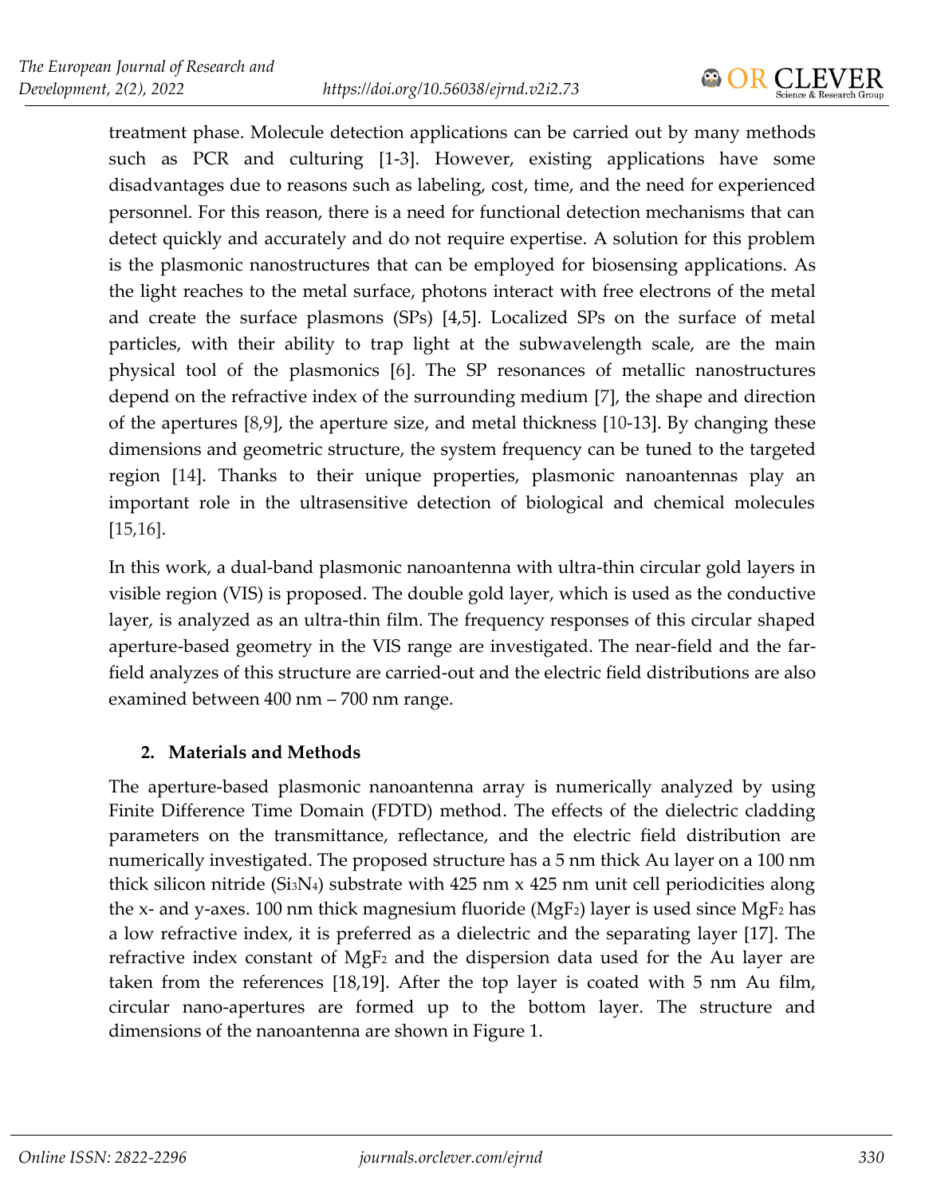treatment phase. Molecule detection applications can be carried out by many methods such as PCR and culturing [1-3]. However, existing applications have some disadvantages due to reasons such as labeling, cost, time, and the need for experienced personnel. For this reason, there is a need for functional detection mechanisms that can detect quickly and accurately and do not require expertise. A solution for this problem is the plasmonic nanostructures that can be employed for biosensing applications. As the light reaches to the metal surface, photons interact with free electrons of the metal and create the surface plasmons (SPs) [4,5]. Localized SPs on the surface of metal particles, with their ability to trap light at the subwavelength scale, are the main physical tool of the plasmonics [6]. The SP resonances of metallic nanostructures depend on the refractive index of the surrounding medium [7], the shape and direction of the apertures [8,9], the aperture size, and metal thickness [10-13]. By changing these dimensions and geometric structure, the system frequency can be tuned to the targeted region [14]. Thanks to their unique properties, plasmonic nanoantennas play an important role in the ultrasensitive detection of biological and chemical molecules [15,16].

In this work, a dual-band plasmonic nanoantenna with ultra-thin circular gold layers in visible region (VIS) is proposed. The double gold layer, which is used as the conductive layer, is analyzed as an ultra-thin film. The frequency responses of this circular shaped aperture-based geometry in the VIS range are investigated. The near-field and the far-field analyzes of this structure are carried-out and the electric field distributions are also examined between 400 nm – 700 nm range.

## 2. Materials and Methods

The aperture-based plasmonic nanoantenna array is numerically analyzed by using Finite Difference Time Domain (FDTD) method. The effects of the dielectric cladding parameters on the transmittance, reflectance, and the electric field distribution are numerically investigated. The proposed structure has a 5 nm thick Au layer on a 100 nm thick silicon nitride ($Si_3N_4$) substrate with 425 nm x 425 nm unit cell periodicities along the x- and y-axes. 100 nm thick magnesium fluoride ($MgF_2$) layer is used since $MgF_2$ has a low refractive index, it is preferred as a dielectric and the separating layer [17]. The refractive index constant of $MgF_2$ and the dispersion data used for the Au layer are taken from the references [18,19]. After the top layer is coated with 5 nm Au film, circular nano-apertures are formed up to the bottom layer. The structure and dimensions of the nanoantenna are shown in Figure 1.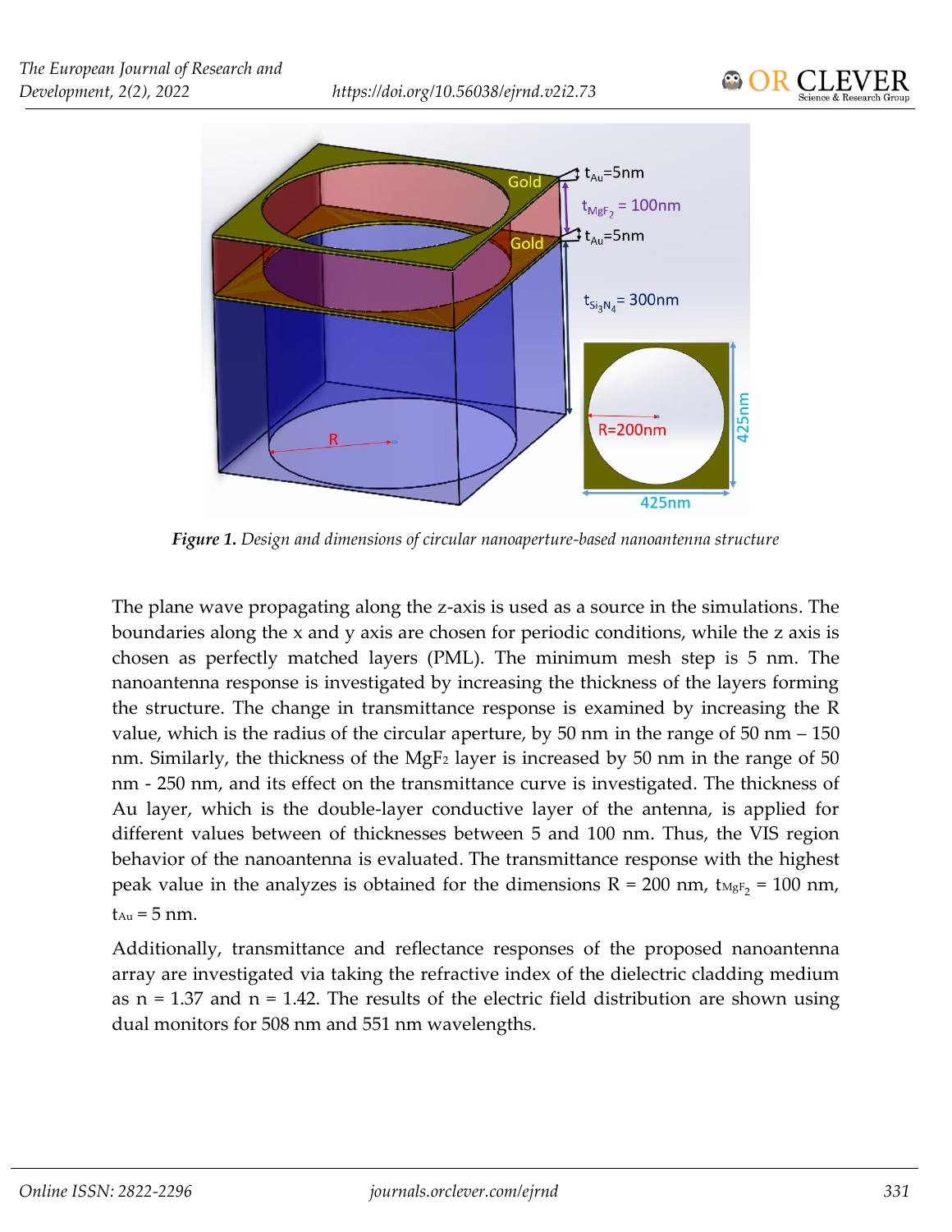*Figure 1. Design and dimensions of circular nanoaperture-based nanoantenna structure*

The plane wave propagating along the z-axis is used as a source in the simulations. The boundaries along the x and y axis are chosen for periodic conditions, while the z axis is chosen as perfectly matched layers (PML). The minimum mesh step is 5 nm. The nanoantenna response is investigated by increasing the thickness of the layers forming the structure. The change in transmittance response is examined by increasing the R value, which is the radius of the circular aperture, by 50 nm in the range of 50 nm – 150 nm. Similarly, the thickness of the $MgF_2$ layer is increased by 50 nm in the range of 50 nm - 250 nm, and its effect on the transmittance curve is investigated. The thickness of Au layer, which is the double-layer conductive layer of the antenna, is applied for different values between of thicknesses between 5 and 100 nm. Thus, the VIS region behavior of the nanoantenna is evaluated. The transmittance response with the highest peak value in the analyzes is obtained for the dimensions R = 200 nm, $t_{MgF_2}$ = 100 nm, $t_{Au}$ = 5 nm.

Additionally, transmittance and reflectance responses of the proposed nanoantenna array are investigated via taking the refractive index of the dielectric cladding medium as n = 1.37 and n = 1.42. The results of the electric field distribution are shown using dual monitors for 508 nm and 551 nm wavelengths.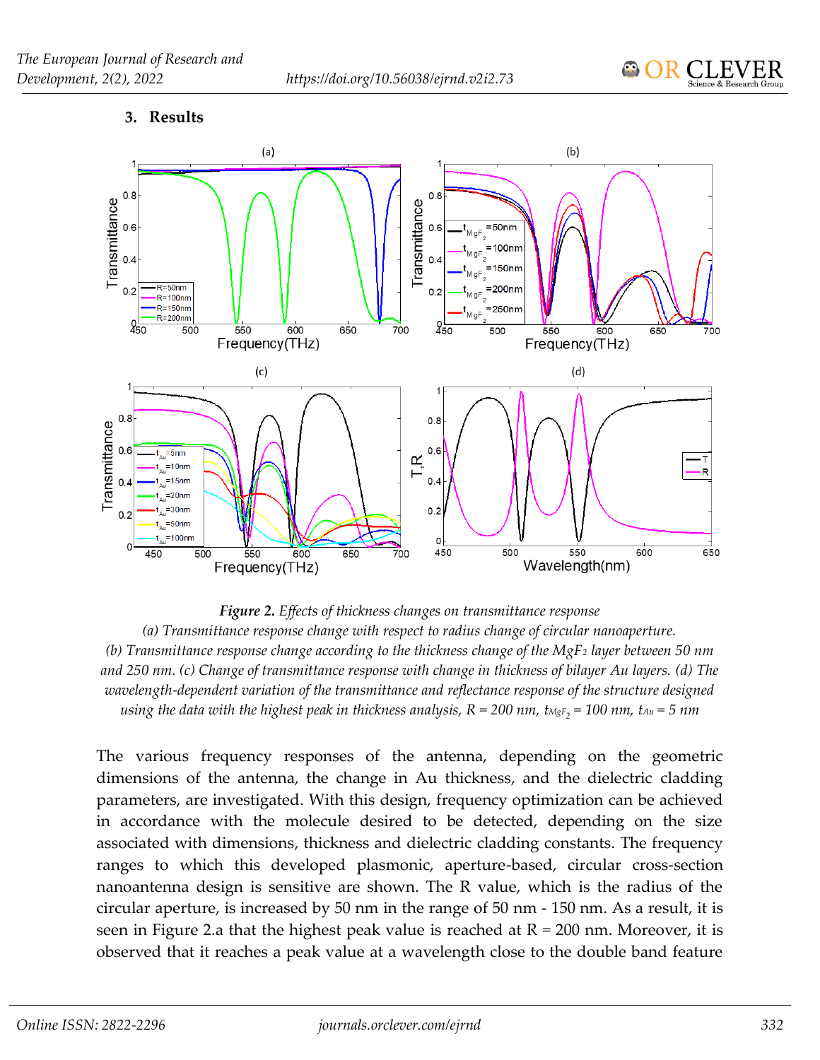## 3. Results

***Figure 2.*** *Effects of thickness changes on transmittance response*
*(a) Transmittance response change with respect to radius change of circular nanoaperture.*
*(b) Transmittance response change according to the thickness change of the $MgF_2$ layer between 50 nm and 250 nm. (c) Change of transmittance response with change in thickness of bilayer Au layers. (d) The wavelength-dependent variation of the transmittance and reflectance response of the structure designed using the data with the highest peak in thickness analysis, R = 200 nm, $t_{MgF_2}$ = 100 nm, $t_{Au}$ = 5 nm*

The various frequency responses of the antenna, depending on the geometric dimensions of the antenna, the change in Au thickness, and the dielectric cladding parameters, are investigated. With this design, frequency optimization can be achieved in accordance with the molecule desired to be detected, depending on the size associated with dimensions, thickness and dielectric cladding constants. The frequency ranges to which this developed plasmonic, aperture-based, circular cross-section nanoantenna design is sensitive are shown. The R value, which is the radius of the circular aperture, is increased by 50 nm in the range of 50 nm - 150 nm. As a result, it is seen in Figure 2.a that the highest peak value is reached at R = 200 nm. Moreover, it is observed that it reaches a peak value at a wavelength close to the double band feature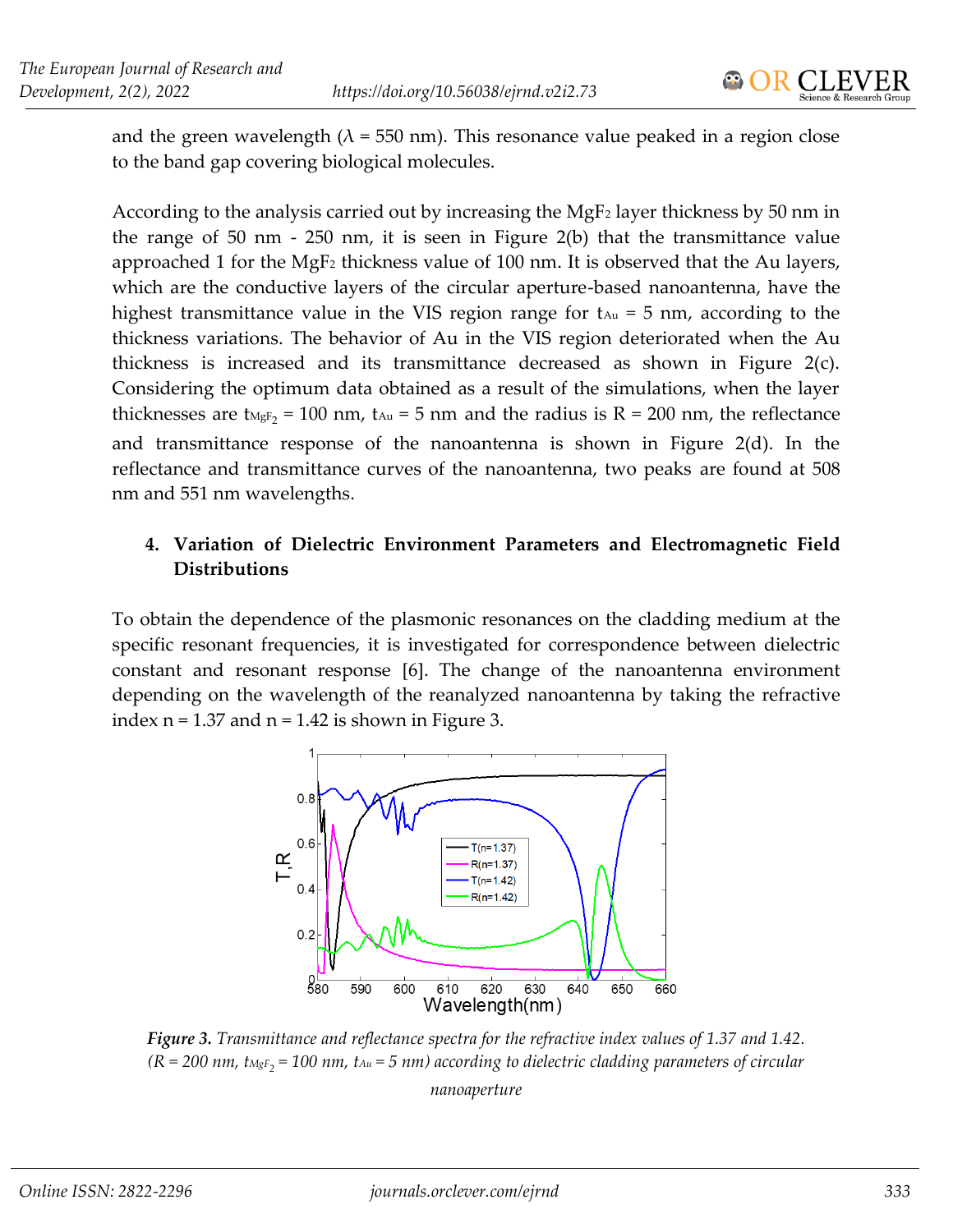and the green wavelength ($\lambda$ = 550 nm). This resonance value peaked in a region close to the band gap covering biological molecules.

According to the analysis carried out by increasing the $MgF_2$ layer thickness by 50 nm in the range of 50 nm - 250 nm, it is seen in Figure 2(b) that the transmittance value approached 1 for the $MgF_2$ thickness value of 100 nm. It is observed that the Au layers, which are the conductive layers of the circular aperture-based nanoantenna, have the highest transmittance value in the VIS region range for $t_{Au}$ = 5 nm, according to the thickness variations. The behavior of Au in the VIS region deteriorated when the Au thickness is increased and its transmittance decreased as shown in Figure 2(c). Considering the optimum data obtained as a result of the simulations, when the layer thicknesses are $t_{MgF_2}$ = 100 nm, $t_{Au}$ = 5 nm and the radius is R = 200 nm, the reflectance and transmittance response of the nanoantenna is shown in Figure 2(d). In the reflectance and transmittance curves of the nanoantenna, two peaks are found at 508 nm and 551 nm wavelengths.

## 4. Variation of Dielectric Environment Parameters and Electromagnetic Field Distributions

To obtain the dependence of the plasmonic resonances on the cladding medium at the specific resonant frequencies, it is investigated for correspondence between dielectric constant and resonant response [6]. The change of the nanoantenna environment depending on the wavelength of the reanalyzed nanoantenna by taking the refractive index n = 1.37 and n = 1.42 is shown in Figure 3.

***Figure 3.*** *Transmittance and reflectance spectra for the refractive index values of 1.37 and 1.42. (R = 200 nm, $t_{MgF_2}$ = 100 nm, $t_{Au}$ = 5 nm) according to dielectric cladding parameters of circular nanoaperture*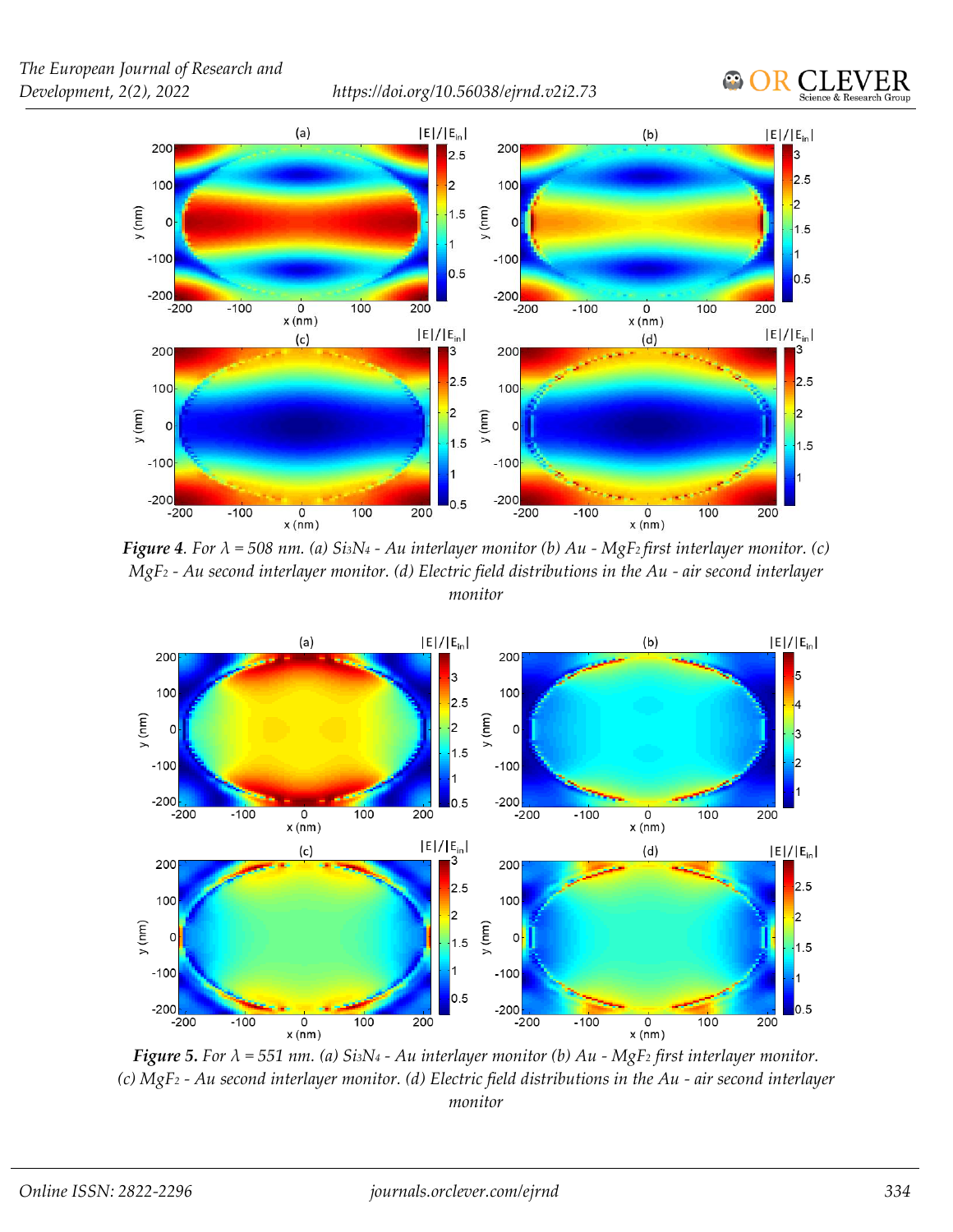**Figure 4**. *For λ = 508 nm. (a) $Si_3N_4$ - Au interlayer monitor (b) Au - $MgF_2$ first interlayer monitor. (c) $MgF_2$ - Au second interlayer monitor. (d) Electric field distributions in the Au - air second interlayer monitor*

**Figure 5.** *For λ = 551 nm. (a) $Si_3N_4$ - Au interlayer monitor (b) Au - $MgF_2$ first interlayer monitor. (c) $MgF_2$ - Au second interlayer monitor. (d) Electric field distributions in the Au - air second interlayer monitor*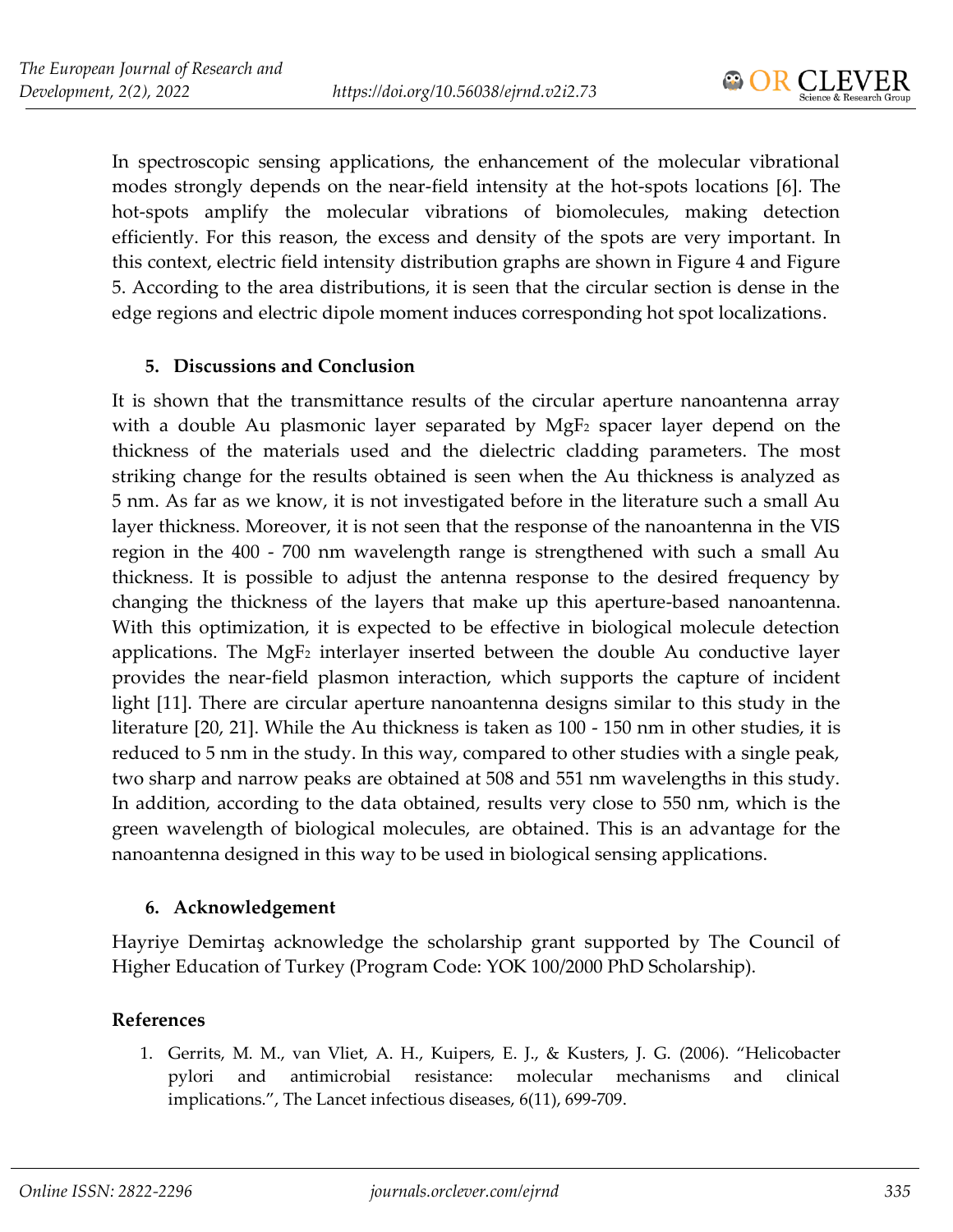In spectroscopic sensing applications, the enhancement of the molecular vibrational modes strongly depends on the near-field intensity at the hot-spots locations [6]. The hot-spots amplify the molecular vibrations of biomolecules, making detection efficiently. For this reason, the excess and density of the spots are very important. In this context, electric field intensity distribution graphs are shown in Figure 4 and Figure 5. According to the area distributions, it is seen that the circular section is dense in the edge regions and electric dipole moment induces corresponding hot spot localizations.

## 5. Discussions and Conclusion

It is shown that the transmittance results of the circular aperture nanoantenna array with a double Au plasmonic layer separated by $MgF_2$ spacer layer depend on the thickness of the materials used and the dielectric cladding parameters. The most striking change for the results obtained is seen when the Au thickness is analyzed as 5 nm. As far as we know, it is not investigated before in the literature such a small Au layer thickness. Moreover, it is not seen that the response of the nanoantenna in the VIS region in the 400 - 700 nm wavelength range is strengthened with such a small Au thickness. It is possible to adjust the antenna response to the desired frequency by changing the thickness of the layers that make up this aperture-based nanoantenna. With this optimization, it is expected to be effective in biological molecule detection applications. The $MgF_2$ interlayer inserted between the double Au conductive layer provides the near-field plasmon interaction, which supports the capture of incident light [11]. There are circular aperture nanoantenna designs similar to this study in the literature [20, 21]. While the Au thickness is taken as 100 - 150 nm in other studies, it is reduced to 5 nm in the study. In this way, compared to other studies with a single peak, two sharp and narrow peaks are obtained at 508 and 551 nm wavelengths in this study. In addition, according to the data obtained, results very close to 550 nm, which is the green wavelength of biological molecules, are obtained. This is an advantage for the nanoantenna designed in this way to be used in biological sensing applications.

## 6. Acknowledgement

Hayriye Demirtaş acknowledge the scholarship grant supported by The Council of Higher Education of Turkey (Program Code: YOK 100/2000 PhD Scholarship).

## References

1. Gerrits, M. M., van Vliet, A. H., Kuipers, E. J., & Kusters, J. G. (2006). "Helicobacter pylori and antimicrobial resistance: molecular mechanisms and clinical implications.", The Lancet infectious diseases, 6(11), 699-709.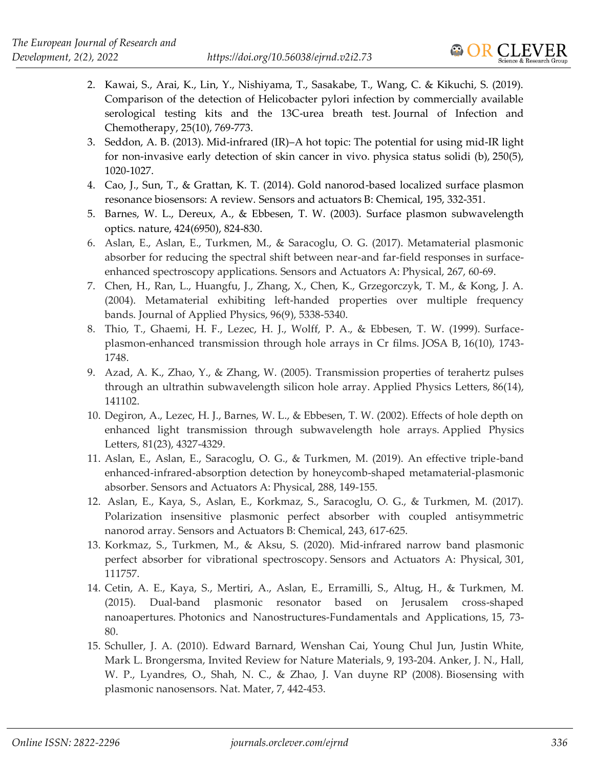2. Kawai, S., Arai, K., Lin, Y., Nishiyama, T., Sasakabe, T., Wang, C. & Kikuchi, S. (2019). Comparison of the detection of Helicobacter pylori infection by commercially available serological testing kits and the 13C-urea breath test. Journal of Infection and Chemotherapy, 25(10), 769-773.
3. Seddon, A. B. (2013). Mid-infrared (IR)–A hot topic: The potential for using mid-IR light for non-invasive early detection of skin cancer in vivo. physica status solidi (b), 250(5), 1020-1027.
4. Cao, J., Sun, T., & Grattan, K. T. (2014). Gold nanorod-based localized surface plasmon resonance biosensors: A review. Sensors and actuators B: Chemical, 195, 332-351.
5. Barnes, W. L., Dereux, A., & Ebbesen, T. W. (2003). Surface plasmon subwavelength optics. nature, 424(6950), 824-830.
6. Aslan, E., Aslan, E., Turkmen, M., & Saracoglu, O. G. (2017). Metamaterial plasmonic absorber for reducing the spectral shift between near-and far-field responses in surface-enhanced spectroscopy applications. Sensors and Actuators A: Physical, 267, 60-69.
7. Chen, H., Ran, L., Huangfu, J., Zhang, X., Chen, K., Grzegorczyk, T. M., & Kong, J. A. (2004). Metamaterial exhibiting left-handed properties over multiple frequency bands. Journal of Applied Physics, 96(9), 5338-5340.
8. Thio, T., Ghaemi, H. F., Lezec, H. J., Wolff, P. A., & Ebbesen, T. W. (1999). Surface-plasmon-enhanced transmission through hole arrays in Cr films. JOSA B, 16(10), 1743-1748.
9. Azad, A. K., Zhao, Y., & Zhang, W. (2005). Transmission properties of terahertz pulses through an ultrathin subwavelength silicon hole array. Applied Physics Letters, 86(14), 141102.
10. Degiron, A., Lezec, H. J., Barnes, W. L., & Ebbesen, T. W. (2002). Effects of hole depth on enhanced light transmission through subwavelength hole arrays. Applied Physics Letters, 81(23), 4327-4329.
11. Aslan, E., Aslan, E., Saracoglu, O. G., & Turkmen, M. (2019). An effective triple-band enhanced-infrared-absorption detection by honeycomb-shaped metamaterial-plasmonic absorber. Sensors and Actuators A: Physical, 288, 149-155.
12. Aslan, E., Kaya, S., Aslan, E., Korkmaz, S., Saracoglu, O. G., & Turkmen, M. (2017). Polarization insensitive plasmonic perfect absorber with coupled antisymmetric nanorod array. Sensors and Actuators B: Chemical, 243, 617-625.
13. Korkmaz, S., Turkmen, M., & Aksu, S. (2020). Mid-infrared narrow band plasmonic perfect absorber for vibrational spectroscopy. Sensors and Actuators A: Physical, 301, 111757.
14. Cetin, A. E., Kaya, S., Mertiri, A., Aslan, E., Erramilli, S., Altug, H., & Turkmen, M. (2015). Dual-band plasmonic resonator based on Jerusalem cross-shaped nanoapertures. Photonics and Nanostructures-Fundamentals and Applications, 15, 73-80.
15. Schuller, J. A. (2010). Edward Barnard, Wenshan Cai, Young Chul Jun, Justin White, Mark L. Brongersma, Invited Review for Nature Materials, 9, 193-204. Anker, J. N., Hall, W. P., Lyandres, O., Shah, N. C., & Zhao, J. Van duyne RP (2008). Biosensing with plasmonic nanosensors. Nat. Mater, 7, 442-453.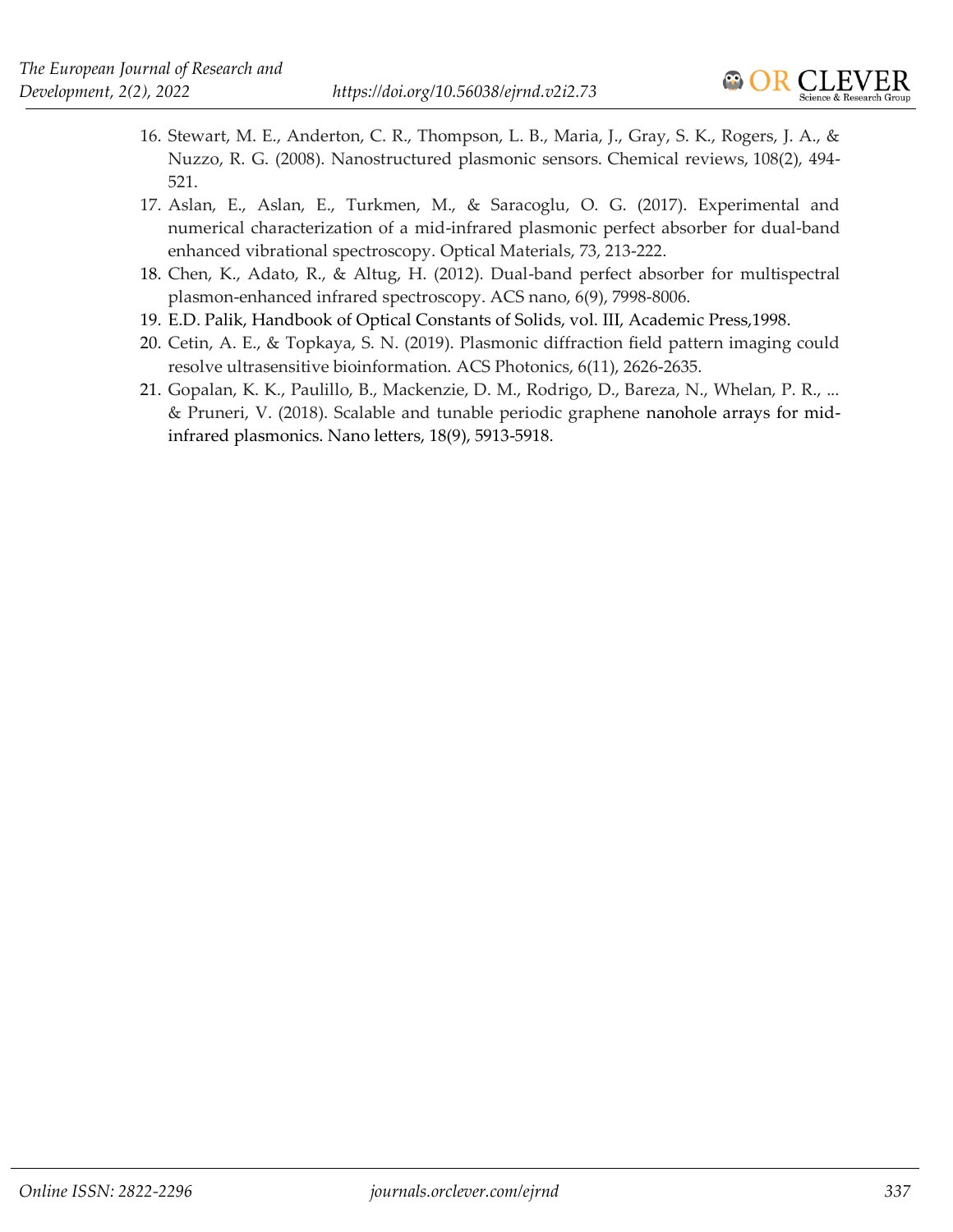16. Stewart, M. E., Anderton, C. R., Thompson, L. B., Maria, J., Gray, S. K., Rogers, J. A., & Nuzzo, R. G. (2008). Nanostructured plasmonic sensors. Chemical reviews, 108(2), 494-521.
17. Aslan, E., Aslan, E., Turkmen, M., & Saracoglu, O. G. (2017). Experimental and numerical characterization of a mid-infrared plasmonic perfect absorber for dual-band enhanced vibrational spectroscopy. Optical Materials, 73, 213-222.
18. Chen, K., Adato, R., & Altug, H. (2012). Dual-band perfect absorber for multispectral plasmon-enhanced infrared spectroscopy. ACS nano, 6(9), 7998-8006.
19. E.D. Palik, Handbook of Optical Constants of Solids, vol. III, Academic Press,1998.
20. Cetin, A. E., & Topkaya, S. N. (2019). Plasmonic diffraction field pattern imaging could resolve ultrasensitive bioinformation. ACS Photonics, 6(11), 2626-2635.
21. Gopalan, K. K., Paulillo, B., Mackenzie, D. M., Rodrigo, D., Bareza, N., Whelan, P. R., ... & Pruneri, V. (2018). Scalable and tunable periodic graphene nanohole arrays for mid-infrared plasmonics. Nano letters, 18(9), 5913-5918.